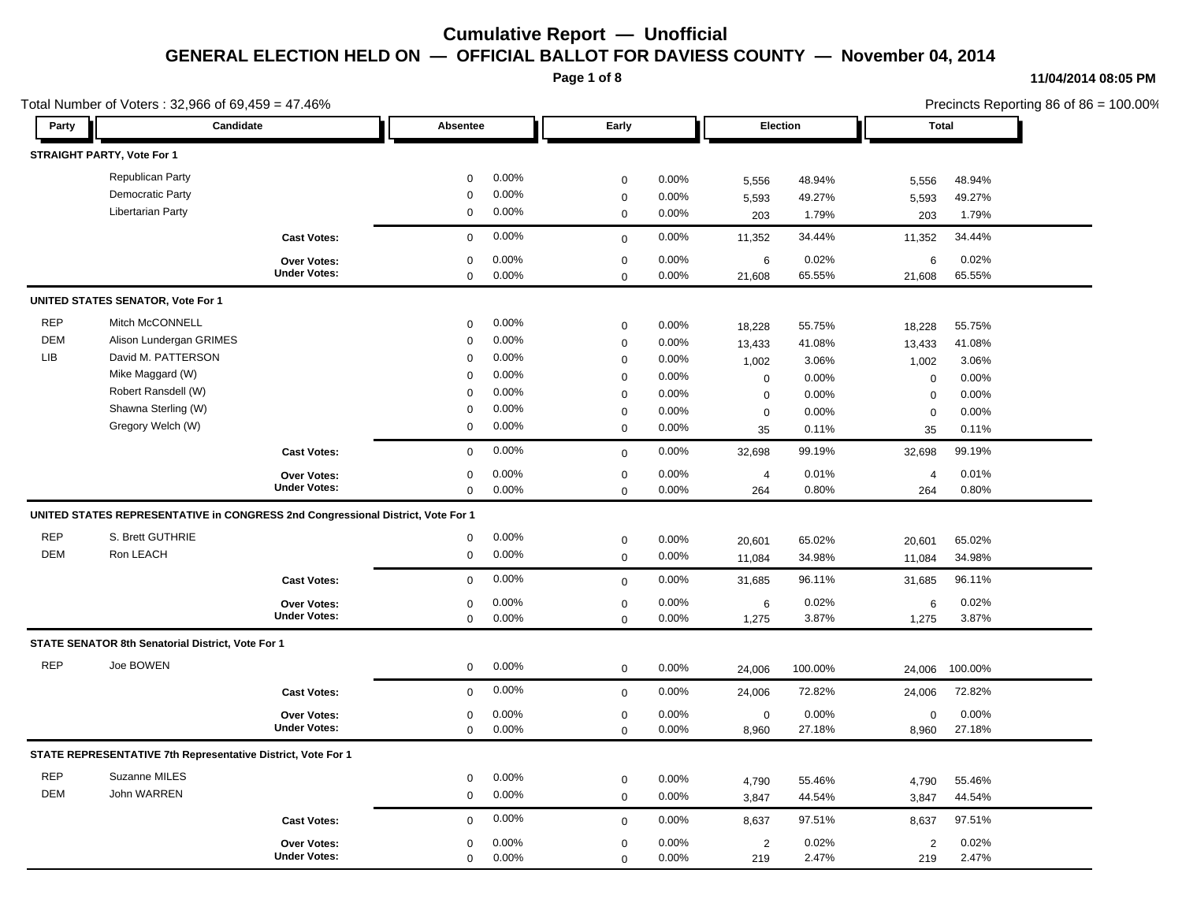# Cumulative Report — Unofficial

## GENERAL ELECTION HELD ON — OFFICIAL BALLOT FOR DAVIESS COUNTY — November 04, 2014

11/04/2014 08:05 PM

Total Number of Voters : 32,966 of 69,459 = 47.46%

Precincts Reporting 86 of 86 = 100.00%

| Party | Candidate | Absentee | | Early | | Election | | Total | |
|---|---|---|---|---|---|---|---|---|---|
| **STRAIGHT PARTY, Vote For 1** | | | | | | | | | |
| | Republican Party | 0 | 0.00% | 0 | 0.00% | 5,556 | 48.94% | 5,556 | 48.94% |
| | Democratic Party | 0 | 0.00% | 0 | 0.00% | 5,593 | 49.27% | 5,593 | 49.27% |
| | Libertarian Party | 0 | 0.00% | 0 | 0.00% | 203 | 1.79% | 203 | 1.79% |
| | **Cast Votes:** | 0 | 0.00% | 0 | 0.00% | 11,352 | 34.44% | 11,352 | 34.44% |
| | **Over Votes:** | 0 | 0.00% | 0 | 0.00% | 6 | 0.02% | 6 | 0.02% |
| | **Under Votes:** | 0 | 0.00% | 0 | 0.00% | 21,608 | 65.55% | 21,608 | 65.55% |
| **UNITED STATES SENATOR, Vote For 1** | | | | | | | | | |
| REP | Mitch McCONNELL | 0 | 0.00% | 0 | 0.00% | 18,228 | 55.75% | 18,228 | 55.75% |
| DEM | Alison Lundergan GRIMES | 0 | 0.00% | 0 | 0.00% | 13,433 | 41.08% | 13,433 | 41.08% |
| LIB | David M. PATTERSON | 0 | 0.00% | 0 | 0.00% | 1,002 | 3.06% | 1,002 | 3.06% |
| | Mike Maggard (W) | 0 | 0.00% | 0 | 0.00% | 0 | 0.00% | 0 | 0.00% |
| | Robert Ransdell (W) | 0 | 0.00% | 0 | 0.00% | 0 | 0.00% | 0 | 0.00% |
| | Shawna Sterling (W) | 0 | 0.00% | 0 | 0.00% | 0 | 0.00% | 0 | 0.00% |
| | Gregory Welch (W) | 0 | 0.00% | 0 | 0.00% | 35 | 0.11% | 35 | 0.11% |
| | **Cast Votes:** | 0 | 0.00% | 0 | 0.00% | 32,698 | 99.19% | 32,698 | 99.19% |
| | **Over Votes:** | 0 | 0.00% | 0 | 0.00% | 4 | 0.01% | 4 | 0.01% |
| | **Under Votes:** | 0 | 0.00% | 0 | 0.00% | 264 | 0.80% | 264 | 0.80% |
| **UNITED STATES REPRESENTATIVE in CONGRESS 2nd Congressional District, Vote For 1** | | | | | | | | | |
| REP | S. Brett GUTHRIE | 0 | 0.00% | 0 | 0.00% | 20,601 | 65.02% | 20,601 | 65.02% |
| DEM | Ron LEACH | 0 | 0.00% | 0 | 0.00% | 11,084 | 34.98% | 11,084 | 34.98% |
| | **Cast Votes:** | 0 | 0.00% | 0 | 0.00% | 31,685 | 96.11% | 31,685 | 96.11% |
| | **Over Votes:** | 0 | 0.00% | 0 | 0.00% | 6 | 0.02% | 6 | 0.02% |
| | **Under Votes:** | 0 | 0.00% | 0 | 0.00% | 1,275 | 3.87% | 1,275 | 3.87% |
| **STATE SENATOR 8th Senatorial District, Vote For 1** | | | | | | | | | |
| REP | Joe BOWEN | 0 | 0.00% | 0 | 0.00% | 24,006 | 100.00% | 24,006 | 100.00% |
| | **Cast Votes:** | 0 | 0.00% | 0 | 0.00% | 24,006 | 72.82% | 24,006 | 72.82% |
| | **Over Votes:** | 0 | 0.00% | 0 | 0.00% | 0 | 0.00% | 0 | 0.00% |
| | **Under Votes:** | 0 | 0.00% | 0 | 0.00% | 8,960 | 27.18% | 8,960 | 27.18% |
| **STATE REPRESENTATIVE 7th Representative District, Vote For 1** | | | | | | | | | |
| REP | Suzanne MILES | 0 | 0.00% | 0 | 0.00% | 4,790 | 55.46% | 4,790 | 55.46% |
| DEM | John WARREN | 0 | 0.00% | 0 | 0.00% | 3,847 | 44.54% | 3,847 | 44.54% |
| | **Cast Votes:** | 0 | 0.00% | 0 | 0.00% | 8,637 | 97.51% | 8,637 | 97.51% |
| | **Over Votes:** | 0 | 0.00% | 0 | 0.00% | 2 | 0.02% | 2 | 0.02% |
| | **Under Votes:** | 0 | 0.00% | 0 | 0.00% | 219 | 2.47% | 219 | 2.47% |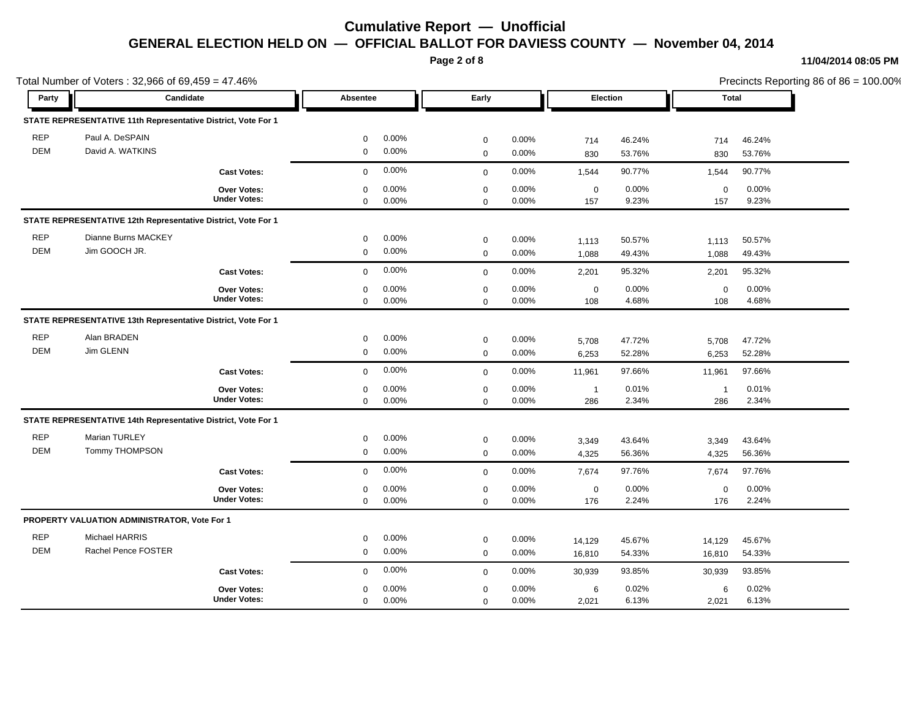# Cumulative Report — Unofficial

## GENERAL ELECTION HELD ON — OFFICIAL BALLOT FOR DAVIESS COUNTY — November 04, 2014

11/04/2014 08:05 PM

Total Number of Voters : 32,966 of 69,459 = 47.46%

Precincts Reporting 86 of 86 = 100.00%

| Party | Candidate | Absentee | | Early | | Election | | Total | |
|---|---|---|---|---|---|---|---|---|---|
| **STATE REPRESENTATIVE 11th Representative District, Vote For 1** | | | | | | | | | |
| REP | Paul A. DeSPAIN | 0 | 0.00% | 0 | 0.00% | 714 | 46.24% | 714 | 46.24% |
| DEM | David A. WATKINS | 0 | 0.00% | 0 | 0.00% | 830 | 53.76% | 830 | 53.76% |
| | **Cast Votes:** | 0 | 0.00% | 0 | 0.00% | 1,544 | 90.77% | 1,544 | 90.77% |
| | **Over Votes:** | 0 | 0.00% | 0 | 0.00% | 0 | 0.00% | 0 | 0.00% |
| | **Under Votes:** | 0 | 0.00% | 0 | 0.00% | 157 | 9.23% | 157 | 9.23% |
| **STATE REPRESENTATIVE 12th Representative District, Vote For 1** | | | | | | | | | |
| REP | Dianne Burns MACKEY | 0 | 0.00% | 0 | 0.00% | 1,113 | 50.57% | 1,113 | 50.57% |
| DEM | Jim GOOCH JR. | 0 | 0.00% | 0 | 0.00% | 1,088 | 49.43% | 1,088 | 49.43% |
| | **Cast Votes:** | 0 | 0.00% | 0 | 0.00% | 2,201 | 95.32% | 2,201 | 95.32% |
| | **Over Votes:** | 0 | 0.00% | 0 | 0.00% | 0 | 0.00% | 0 | 0.00% |
| | **Under Votes:** | 0 | 0.00% | 0 | 0.00% | 108 | 4.68% | 108 | 4.68% |
| **STATE REPRESENTATIVE 13th Representative District, Vote For 1** | | | | | | | | | |
| REP | Alan BRADEN | 0 | 0.00% | 0 | 0.00% | 5,708 | 47.72% | 5,708 | 47.72% |
| DEM | Jim GLENN | 0 | 0.00% | 0 | 0.00% | 6,253 | 52.28% | 6,253 | 52.28% |
| | **Cast Votes:** | 0 | 0.00% | 0 | 0.00% | 11,961 | 97.66% | 11,961 | 97.66% |
| | **Over Votes:** | 0 | 0.00% | 0 | 0.00% | 1 | 0.01% | 1 | 0.01% |
| | **Under Votes:** | 0 | 0.00% | 0 | 0.00% | 286 | 2.34% | 286 | 2.34% |
| **STATE REPRESENTATIVE 14th Representative District, Vote For 1** | | | | | | | | | |
| REP | Marian TURLEY | 0 | 0.00% | 0 | 0.00% | 3,349 | 43.64% | 3,349 | 43.64% |
| DEM | Tommy THOMPSON | 0 | 0.00% | 0 | 0.00% | 4,325 | 56.36% | 4,325 | 56.36% |
| | **Cast Votes:** | 0 | 0.00% | 0 | 0.00% | 7,674 | 97.76% | 7,674 | 97.76% |
| | **Over Votes:** | 0 | 0.00% | 0 | 0.00% | 0 | 0.00% | 0 | 0.00% |
| | **Under Votes:** | 0 | 0.00% | 0 | 0.00% | 176 | 2.24% | 176 | 2.24% |
| **PROPERTY VALUATION ADMINISTRATOR, Vote For 1** | | | | | | | | | |
| REP | Michael HARRIS | 0 | 0.00% | 0 | 0.00% | 14,129 | 45.67% | 14,129 | 45.67% |
| DEM | Rachel Pence FOSTER | 0 | 0.00% | 0 | 0.00% | 16,810 | 54.33% | 16,810 | 54.33% |
| | **Cast Votes:** | 0 | 0.00% | 0 | 0.00% | 30,939 | 93.85% | 30,939 | 93.85% |
| | **Over Votes:** | 0 | 0.00% | 0 | 0.00% | 6 | 0.02% | 6 | 0.02% |
| | **Under Votes:** | 0 | 0.00% | 0 | 0.00% | 2,021 | 6.13% | 2,021 | 6.13% |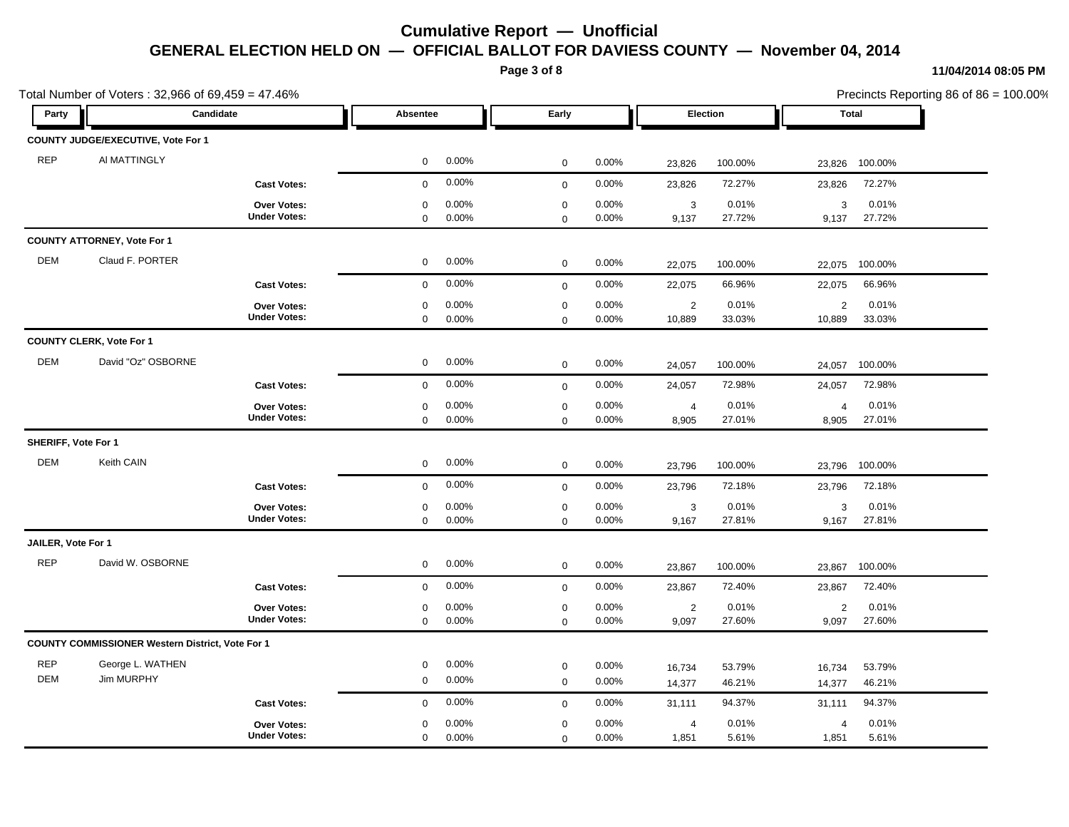# Cumulative Report — Unofficial

## GENERAL ELECTION HELD ON — OFFICIAL BALLOT FOR DAVIESS COUNTY — November 04, 2014

11/04/2014 08:05 PM

Total Number of Voters : 32,966 of 69,459 = 47.46%

Precincts Reporting 86 of 86 = 100.00%

| Party | Candidate | Absentee | | Early | | Election | | Total | |
|---|---|---|---|---|---|---|---|---|---|
| **COUNTY JUDGE/EXECUTIVE, Vote For 1** | | | | | | | | | |
| REP | Al MATTINGLY | 0 | 0.00% | 0 | 0.00% | 23,826 | 100.00% | 23,826 | 100.00% |
| | **Cast Votes:** | 0 | 0.00% | 0 | 0.00% | 23,826 | 72.27% | 23,826 | 72.27% |
| | **Over Votes:** | 0 | 0.00% | 0 | 0.00% | 3 | 0.01% | 3 | 0.01% |
| | **Under Votes:** | 0 | 0.00% | 0 | 0.00% | 9,137 | 27.72% | 9,137 | 27.72% |
| **COUNTY ATTORNEY, Vote For 1** | | | | | | | | | |
| DEM | Claud F. PORTER | 0 | 0.00% | 0 | 0.00% | 22,075 | 100.00% | 22,075 | 100.00% |
| | **Cast Votes:** | 0 | 0.00% | 0 | 0.00% | 22,075 | 66.96% | 22,075 | 66.96% |
| | **Over Votes:** | 0 | 0.00% | 0 | 0.00% | 2 | 0.01% | 2 | 0.01% |
| | **Under Votes:** | 0 | 0.00% | 0 | 0.00% | 10,889 | 33.03% | 10,889 | 33.03% |
| **COUNTY CLERK, Vote For 1** | | | | | | | | | |
| DEM | David "Oz" OSBORNE | 0 | 0.00% | 0 | 0.00% | 24,057 | 100.00% | 24,057 | 100.00% |
| | **Cast Votes:** | 0 | 0.00% | 0 | 0.00% | 24,057 | 72.98% | 24,057 | 72.98% |
| | **Over Votes:** | 0 | 0.00% | 0 | 0.00% | 4 | 0.01% | 4 | 0.01% |
| | **Under Votes:** | 0 | 0.00% | 0 | 0.00% | 8,905 | 27.01% | 8,905 | 27.01% |
| **SHERIFF, Vote For 1** | | | | | | | | | |
| DEM | Keith CAIN | 0 | 0.00% | 0 | 0.00% | 23,796 | 100.00% | 23,796 | 100.00% |
| | **Cast Votes:** | 0 | 0.00% | 0 | 0.00% | 23,796 | 72.18% | 23,796 | 72.18% |
| | **Over Votes:** | 0 | 0.00% | 0 | 0.00% | 3 | 0.01% | 3 | 0.01% |
| | **Under Votes:** | 0 | 0.00% | 0 | 0.00% | 9,167 | 27.81% | 9,167 | 27.81% |
| **JAILER, Vote For 1** | | | | | | | | | |
| REP | David W. OSBORNE | 0 | 0.00% | 0 | 0.00% | 23,867 | 100.00% | 23,867 | 100.00% |
| | **Cast Votes:** | 0 | 0.00% | 0 | 0.00% | 23,867 | 72.40% | 23,867 | 72.40% |
| | **Over Votes:** | 0 | 0.00% | 0 | 0.00% | 2 | 0.01% | 2 | 0.01% |
| | **Under Votes:** | 0 | 0.00% | 0 | 0.00% | 9,097 | 27.60% | 9,097 | 27.60% |
| **COUNTY COMMISSIONER Western District, Vote For 1** | | | | | | | | | |
| REP | George L. WATHEN | 0 | 0.00% | 0 | 0.00% | 16,734 | 53.79% | 16,734 | 53.79% |
| DEM | Jim MURPHY | 0 | 0.00% | 0 | 0.00% | 14,377 | 46.21% | 14,377 | 46.21% |
| | **Cast Votes:** | 0 | 0.00% | 0 | 0.00% | 31,111 | 94.37% | 31,111 | 94.37% |
| | **Over Votes:** | 0 | 0.00% | 0 | 0.00% | 4 | 0.01% | 4 | 0.01% |
| | **Under Votes:** | 0 | 0.00% | 0 | 0.00% | 1,851 | 5.61% | 1,851 | 5.61% |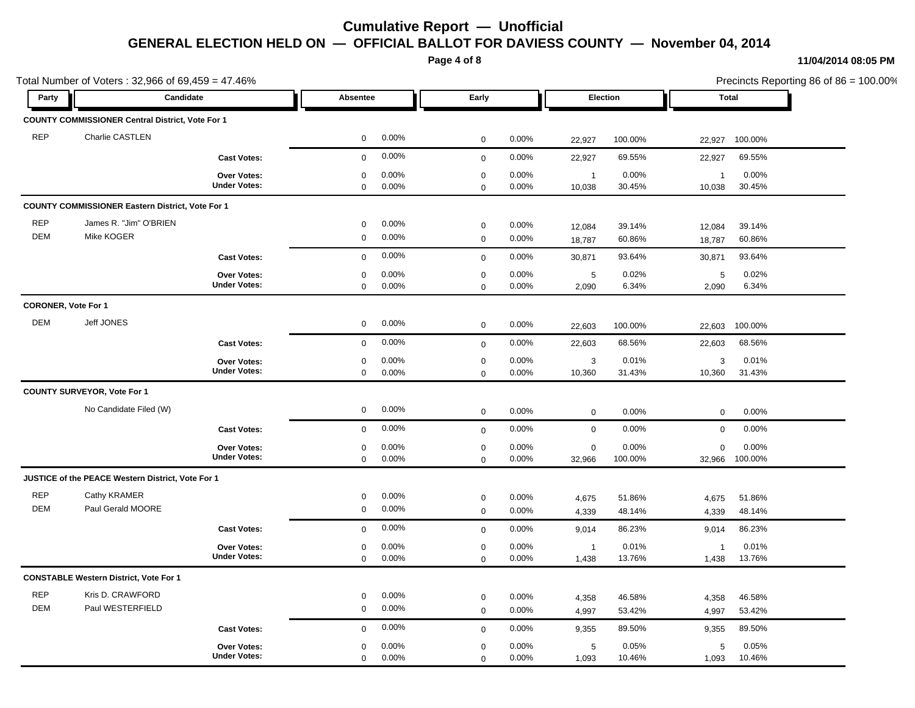# Cumulative Report — Unofficial

## GENERAL ELECTION HELD ON — OFFICIAL BALLOT FOR DAVIESS COUNTY — November 04, 2014

11/04/2014 08:05 PM

Total Number of Voters : 32,966 of 69,459 = 47.46%

Precincts Reporting 86 of 86 = 100.00%

| Party | Candidate | Absentee | | Early | | Election | | Total | |
|---|---|---|---|---|---|---|---|---|---|
| **COUNTY COMMISSIONER Central District, Vote For 1** | | | | | | | | | |
| REP | Charlie CASTLEN | 0 | 0.00% | 0 | 0.00% | 22,927 | 100.00% | 22,927 | 100.00% |
| | **Cast Votes:** | 0 | 0.00% | 0 | 0.00% | 22,927 | 69.55% | 22,927 | 69.55% |
| | **Over Votes:** | 0 | 0.00% | 0 | 0.00% | 1 | 0.00% | 1 | 0.00% |
| | **Under Votes:** | 0 | 0.00% | 0 | 0.00% | 10,038 | 30.45% | 10,038 | 30.45% |
| **COUNTY COMMISSIONER Eastern District, Vote For 1** | | | | | | | | | |
| REP | James R. "Jim" O'BRIEN | 0 | 0.00% | 0 | 0.00% | 12,084 | 39.14% | 12,084 | 39.14% |
| DEM | Mike KOGER | 0 | 0.00% | 0 | 0.00% | 18,787 | 60.86% | 18,787 | 60.86% |
| | **Cast Votes:** | 0 | 0.00% | 0 | 0.00% | 30,871 | 93.64% | 30,871 | 93.64% |
| | **Over Votes:** | 0 | 0.00% | 0 | 0.00% | 5 | 0.02% | 5 | 0.02% |
| | **Under Votes:** | 0 | 0.00% | 0 | 0.00% | 2,090 | 6.34% | 2,090 | 6.34% |
| **CORONER, Vote For 1** | | | | | | | | | |
| DEM | Jeff JONES | 0 | 0.00% | 0 | 0.00% | 22,603 | 100.00% | 22,603 | 100.00% |
| | **Cast Votes:** | 0 | 0.00% | 0 | 0.00% | 22,603 | 68.56% | 22,603 | 68.56% |
| | **Over Votes:** | 0 | 0.00% | 0 | 0.00% | 3 | 0.01% | 3 | 0.01% |
| | **Under Votes:** | 0 | 0.00% | 0 | 0.00% | 10,360 | 31.43% | 10,360 | 31.43% |
| **COUNTY SURVEYOR, Vote For 1** | | | | | | | | | |
| | No Candidate Filed (W) | 0 | 0.00% | 0 | 0.00% | 0 | 0.00% | 0 | 0.00% |
| | **Cast Votes:** | 0 | 0.00% | 0 | 0.00% | 0 | 0.00% | 0 | 0.00% |
| | **Over Votes:** | 0 | 0.00% | 0 | 0.00% | 0 | 0.00% | 0 | 0.00% |
| | **Under Votes:** | 0 | 0.00% | 0 | 0.00% | 32,966 | 100.00% | 32,966 | 100.00% |
| **JUSTICE of the PEACE Western District, Vote For 1** | | | | | | | | | |
| REP | Cathy KRAMER | 0 | 0.00% | 0 | 0.00% | 4,675 | 51.86% | 4,675 | 51.86% |
| DEM | Paul Gerald MOORE | 0 | 0.00% | 0 | 0.00% | 4,339 | 48.14% | 4,339 | 48.14% |
| | **Cast Votes:** | 0 | 0.00% | 0 | 0.00% | 9,014 | 86.23% | 9,014 | 86.23% |
| | **Over Votes:** | 0 | 0.00% | 0 | 0.00% | 1 | 0.01% | 1 | 0.01% |
| | **Under Votes:** | 0 | 0.00% | 0 | 0.00% | 1,438 | 13.76% | 1,438 | 13.76% |
| **CONSTABLE Western District, Vote For 1** | | | | | | | | | |
| REP | Kris D. CRAWFORD | 0 | 0.00% | 0 | 0.00% | 4,358 | 46.58% | 4,358 | 46.58% |
| DEM | Paul WESTERFIELD | 0 | 0.00% | 0 | 0.00% | 4,997 | 53.42% | 4,997 | 53.42% |
| | **Cast Votes:** | 0 | 0.00% | 0 | 0.00% | 9,355 | 89.50% | 9,355 | 89.50% |
| | **Over Votes:** | 0 | 0.00% | 0 | 0.00% | 5 | 0.05% | 5 | 0.05% |
| | **Under Votes:** | 0 | 0.00% | 0 | 0.00% | 1,093 | 10.46% | 1,093 | 10.46% |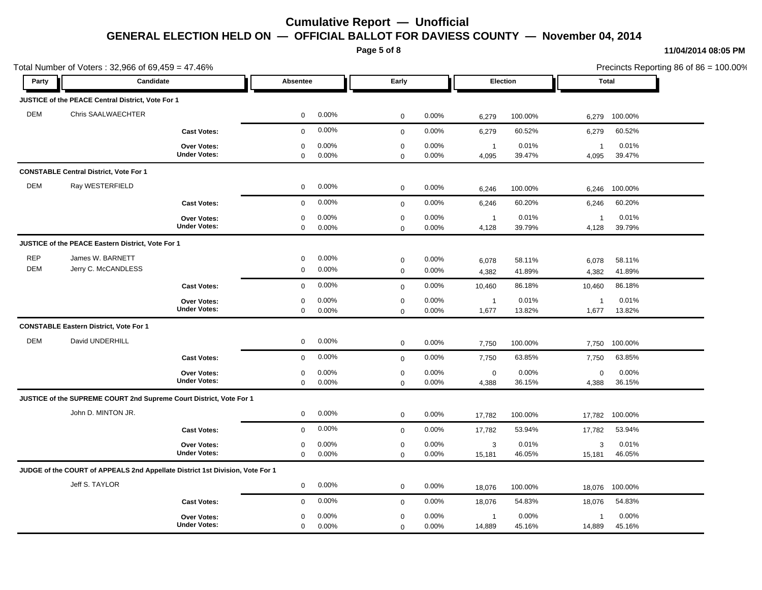# Cumulative Report — Unofficial

## GENERAL ELECTION HELD ON — OFFICIAL BALLOT FOR DAVIESS COUNTY — November 04, 2014

11/04/2014 08:05 PM

Total Number of Voters : 32,966 of 69,459 = 47.46%

Precincts Reporting 86 of 86 = 100.00%

| Party | Candidate | Absentee | | Early | | Election | | Total | |
|---|---|---|---|---|---|---|---|---|---|
| **JUSTICE of the PEACE Central District, Vote For 1** | | | | | | | | | |
| DEM | Chris SAALWAECHTER | 0 | 0.00% | 0 | 0.00% | 6,279 | 100.00% | 6,279 | 100.00% |
| | **Cast Votes:** | 0 | 0.00% | 0 | 0.00% | 6,279 | 60.52% | 6,279 | 60.52% |
| | **Over Votes:** | 0 | 0.00% | 0 | 0.00% | 1 | 0.01% | 1 | 0.01% |
| | **Under Votes:** | 0 | 0.00% | 0 | 0.00% | 4,095 | 39.47% | 4,095 | 39.47% |
| **CONSTABLE Central District, Vote For 1** | | | | | | | | | |
| DEM | Ray WESTERFIELD | 0 | 0.00% | 0 | 0.00% | 6,246 | 100.00% | 6,246 | 100.00% |
| | **Cast Votes:** | 0 | 0.00% | 0 | 0.00% | 6,246 | 60.20% | 6,246 | 60.20% |
| | **Over Votes:** | 0 | 0.00% | 0 | 0.00% | 1 | 0.01% | 1 | 0.01% |
| | **Under Votes:** | 0 | 0.00% | 0 | 0.00% | 4,128 | 39.79% | 4,128 | 39.79% |
| **JUSTICE of the PEACE Eastern District, Vote For 1** | | | | | | | | | |
| REP | James W. BARNETT | 0 | 0.00% | 0 | 0.00% | 6,078 | 58.11% | 6,078 | 58.11% |
| DEM | Jerry C. McCANDLESS | 0 | 0.00% | 0 | 0.00% | 4,382 | 41.89% | 4,382 | 41.89% |
| | **Cast Votes:** | 0 | 0.00% | 0 | 0.00% | 10,460 | 86.18% | 10,460 | 86.18% |
| | **Over Votes:** | 0 | 0.00% | 0 | 0.00% | 1 | 0.01% | 1 | 0.01% |
| | **Under Votes:** | 0 | 0.00% | 0 | 0.00% | 1,677 | 13.82% | 1,677 | 13.82% |
| **CONSTABLE Eastern District, Vote For 1** | | | | | | | | | |
| DEM | David UNDERHILL | 0 | 0.00% | 0 | 0.00% | 7,750 | 100.00% | 7,750 | 100.00% |
| | **Cast Votes:** | 0 | 0.00% | 0 | 0.00% | 7,750 | 63.85% | 7,750 | 63.85% |
| | **Over Votes:** | 0 | 0.00% | 0 | 0.00% | 0 | 0.00% | 0 | 0.00% |
| | **Under Votes:** | 0 | 0.00% | 0 | 0.00% | 4,388 | 36.15% | 4,388 | 36.15% |
| **JUSTICE of the SUPREME COURT 2nd Supreme Court District, Vote For 1** | | | | | | | | | |
| | John D. MINTON JR. | 0 | 0.00% | 0 | 0.00% | 17,782 | 100.00% | 17,782 | 100.00% |
| | **Cast Votes:** | 0 | 0.00% | 0 | 0.00% | 17,782 | 53.94% | 17,782 | 53.94% |
| | **Over Votes:** | 0 | 0.00% | 0 | 0.00% | 3 | 0.01% | 3 | 0.01% |
| | **Under Votes:** | 0 | 0.00% | 0 | 0.00% | 15,181 | 46.05% | 15,181 | 46.05% |
| **JUDGE of the COURT of APPEALS 2nd Appellate District 1st Division, Vote For 1** | | | | | | | | | |
| | Jeff S. TAYLOR | 0 | 0.00% | 0 | 0.00% | 18,076 | 100.00% | 18,076 | 100.00% |
| | **Cast Votes:** | 0 | 0.00% | 0 | 0.00% | 18,076 | 54.83% | 18,076 | 54.83% |
| | **Over Votes:** | 0 | 0.00% | 0 | 0.00% | 1 | 0.00% | 1 | 0.00% |
| | **Under Votes:** | 0 | 0.00% | 0 | 0.00% | 14,889 | 45.16% | 14,889 | 45.16% |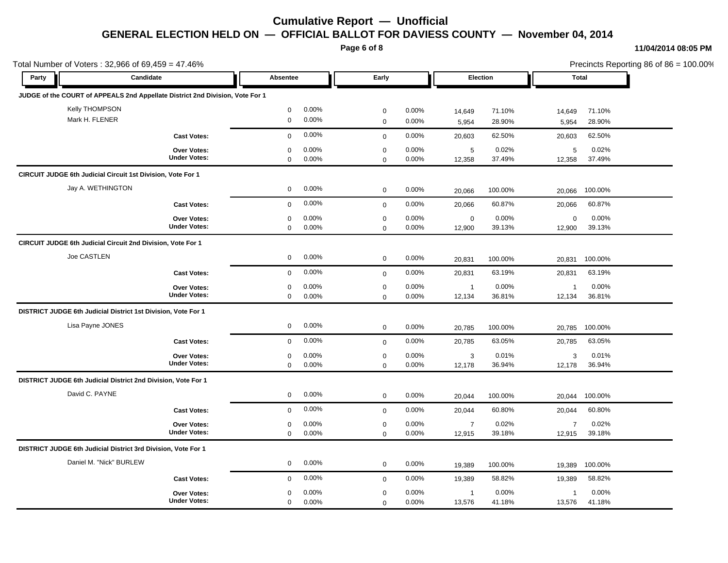# Cumulative Report — Unofficial

## GENERAL ELECTION HELD ON — OFFICIAL BALLOT FOR DAVIESS COUNTY — November 04, 2014

11/04/2014 08:05 PM

Total Number of Voters : 32,966 of 69,459 = 47.46%

Precincts Reporting 86 of 86 = 100.00%

| Party | Candidate | Absentee | | Early | | Election | | Total | |
|---|---|---|---|---|---|---|---|---|---|
| **JUDGE of the COURT of APPEALS 2nd Appellate District 2nd Division, Vote For 1** | | | | | | | | | |
| | Kelly THOMPSON | 0 | 0.00% | 0 | 0.00% | 14,649 | 71.10% | 14,649 | 71.10% |
| | Mark H. FLENER | 0 | 0.00% | 0 | 0.00% | 5,954 | 28.90% | 5,954 | 28.90% |
| | **Cast Votes:** | 0 | 0.00% | 0 | 0.00% | 20,603 | 62.50% | 20,603 | 62.50% |
| | **Over Votes:** | 0 | 0.00% | 0 | 0.00% | 5 | 0.02% | 5 | 0.02% |
| | **Under Votes:** | 0 | 0.00% | 0 | 0.00% | 12,358 | 37.49% | 12,358 | 37.49% |
| **CIRCUIT JUDGE 6th Judicial Circuit 1st Division, Vote For 1** | | | | | | | | | |
| | Jay A. WETHINGTON | 0 | 0.00% | 0 | 0.00% | 20,066 | 100.00% | 20,066 | 100.00% |
| | **Cast Votes:** | 0 | 0.00% | 0 | 0.00% | 20,066 | 60.87% | 20,066 | 60.87% |
| | **Over Votes:** | 0 | 0.00% | 0 | 0.00% | 0 | 0.00% | 0 | 0.00% |
| | **Under Votes:** | 0 | 0.00% | 0 | 0.00% | 12,900 | 39.13% | 12,900 | 39.13% |
| **CIRCUIT JUDGE 6th Judicial Circuit 2nd Division, Vote For 1** | | | | | | | | | |
| | Joe CASTLEN | 0 | 0.00% | 0 | 0.00% | 20,831 | 100.00% | 20,831 | 100.00% |
| | **Cast Votes:** | 0 | 0.00% | 0 | 0.00% | 20,831 | 63.19% | 20,831 | 63.19% |
| | **Over Votes:** | 0 | 0.00% | 0 | 0.00% | 1 | 0.00% | 1 | 0.00% |
| | **Under Votes:** | 0 | 0.00% | 0 | 0.00% | 12,134 | 36.81% | 12,134 | 36.81% |
| **DISTRICT JUDGE 6th Judicial District 1st Division, Vote For 1** | | | | | | | | | |
| | Lisa Payne JONES | 0 | 0.00% | 0 | 0.00% | 20,785 | 100.00% | 20,785 | 100.00% |
| | **Cast Votes:** | 0 | 0.00% | 0 | 0.00% | 20,785 | 63.05% | 20,785 | 63.05% |
| | **Over Votes:** | 0 | 0.00% | 0 | 0.00% | 3 | 0.01% | 3 | 0.01% |
| | **Under Votes:** | 0 | 0.00% | 0 | 0.00% | 12,178 | 36.94% | 12,178 | 36.94% |
| **DISTRICT JUDGE 6th Judicial District 2nd Division, Vote For 1** | | | | | | | | | |
| | David C. PAYNE | 0 | 0.00% | 0 | 0.00% | 20,044 | 100.00% | 20,044 | 100.00% |
| | **Cast Votes:** | 0 | 0.00% | 0 | 0.00% | 20,044 | 60.80% | 20,044 | 60.80% |
| | **Over Votes:** | 0 | 0.00% | 0 | 0.00% | 7 | 0.02% | 7 | 0.02% |
| | **Under Votes:** | 0 | 0.00% | 0 | 0.00% | 12,915 | 39.18% | 12,915 | 39.18% |
| **DISTRICT JUDGE 6th Judicial District 3rd Division, Vote For 1** | | | | | | | | | |
| | Daniel M. "Nick" BURLEW | 0 | 0.00% | 0 | 0.00% | 19,389 | 100.00% | 19,389 | 100.00% |
| | **Cast Votes:** | 0 | 0.00% | 0 | 0.00% | 19,389 | 58.82% | 19,389 | 58.82% |
| | **Over Votes:** | 0 | 0.00% | 0 | 0.00% | 1 | 0.00% | 1 | 0.00% |
| | **Under Votes:** | 0 | 0.00% | 0 | 0.00% | 13,576 | 41.18% | 13,576 | 41.18% |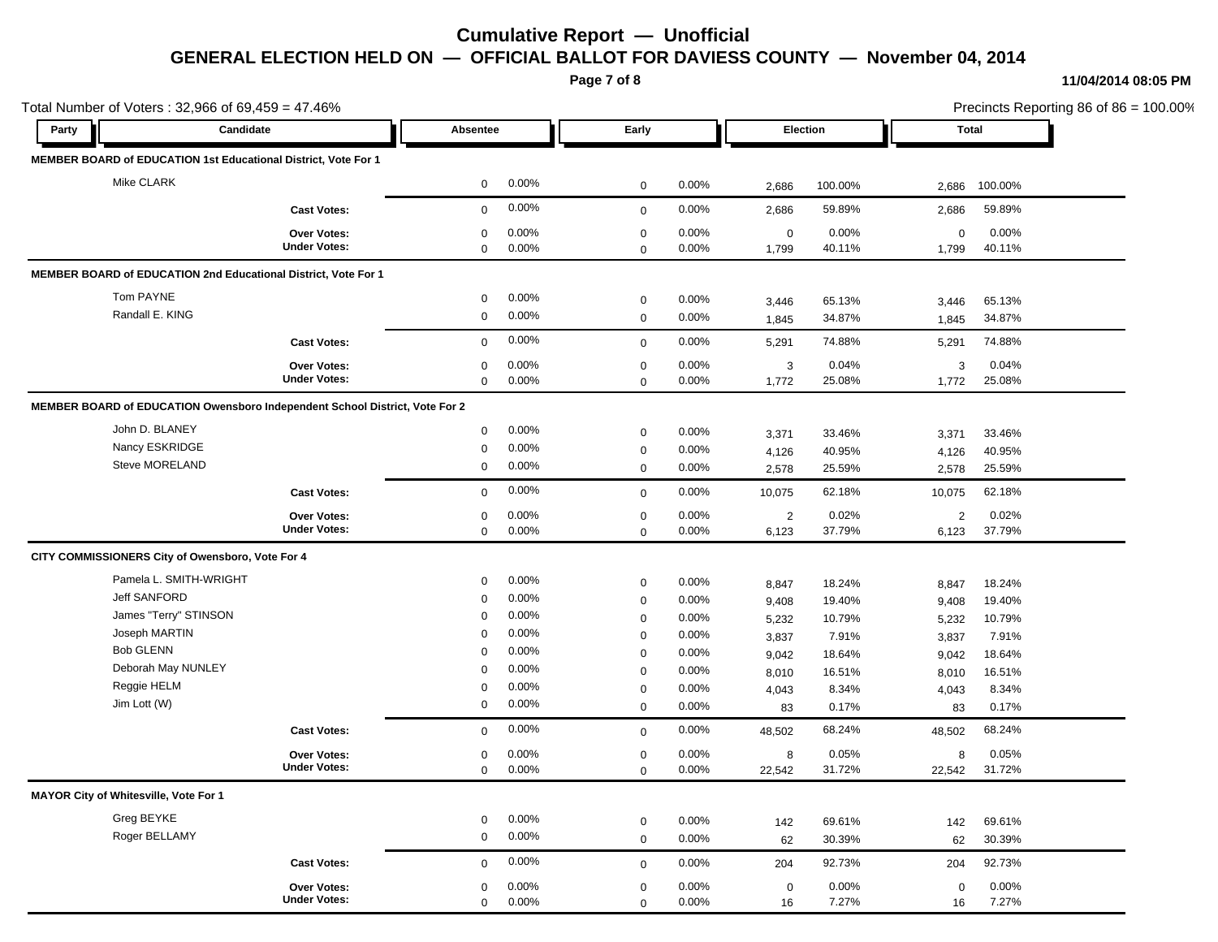# Cumulative Report — Unofficial

## GENERAL ELECTION HELD ON — OFFICIAL BALLOT FOR DAVIESS COUNTY — November 04, 2014

11/04/2014 08:05 PM

Total Number of Voters : 32,966 of 69,459 = 47.46%

Precincts Reporting 86 of 86 = 100.00%

| Party | Candidate | Absentee | | Early | | Election | | Total | |
|---|---|---|---|---|---|---|---|---|---|
| **MEMBER BOARD of EDUCATION 1st Educational District, Vote For 1** | | | | | | | | | |
| | Mike CLARK | 0 | 0.00% | 0 | 0.00% | 2,686 | 100.00% | 2,686 | 100.00% |
| | **Cast Votes:** | 0 | 0.00% | 0 | 0.00% | 2,686 | 59.89% | 2,686 | 59.89% |
| | **Over Votes:** | 0 | 0.00% | 0 | 0.00% | 0 | 0.00% | 0 | 0.00% |
| | **Under Votes:** | 0 | 0.00% | 0 | 0.00% | 1,799 | 40.11% | 1,799 | 40.11% |
| **MEMBER BOARD of EDUCATION 2nd Educational District, Vote For 1** | | | | | | | | | |
| | Tom PAYNE | 0 | 0.00% | 0 | 0.00% | 3,446 | 65.13% | 3,446 | 65.13% |
| | Randall E. KING | 0 | 0.00% | 0 | 0.00% | 1,845 | 34.87% | 1,845 | 34.87% |
| | **Cast Votes:** | 0 | 0.00% | 0 | 0.00% | 5,291 | 74.88% | 5,291 | 74.88% |
| | **Over Votes:** | 0 | 0.00% | 0 | 0.00% | 3 | 0.04% | 3 | 0.04% |
| | **Under Votes:** | 0 | 0.00% | 0 | 0.00% | 1,772 | 25.08% | 1,772 | 25.08% |
| **MEMBER BOARD of EDUCATION Owensboro Independent School District, Vote For 2** | | | | | | | | | |
| | John D. BLANEY | 0 | 0.00% | 0 | 0.00% | 3,371 | 33.46% | 3,371 | 33.46% |
| | Nancy ESKRIDGE | 0 | 0.00% | 0 | 0.00% | 4,126 | 40.95% | 4,126 | 40.95% |
| | Steve MORELAND | 0 | 0.00% | 0 | 0.00% | 2,578 | 25.59% | 2,578 | 25.59% |
| | **Cast Votes:** | 0 | 0.00% | 0 | 0.00% | 10,075 | 62.18% | 10,075 | 62.18% |
| | **Over Votes:** | 0 | 0.00% | 0 | 0.00% | 2 | 0.02% | 2 | 0.02% |
| | **Under Votes:** | 0 | 0.00% | 0 | 0.00% | 6,123 | 37.79% | 6,123 | 37.79% |
| **CITY COMMISSIONERS City of Owensboro, Vote For 4** | | | | | | | | | |
| | Pamela L. SMITH-WRIGHT | 0 | 0.00% | 0 | 0.00% | 8,847 | 18.24% | 8,847 | 18.24% |
| | Jeff SANFORD | 0 | 0.00% | 0 | 0.00% | 9,408 | 19.40% | 9,408 | 19.40% |
| | James "Terry" STINSON | 0 | 0.00% | 0 | 0.00% | 5,232 | 10.79% | 5,232 | 10.79% |
| | Joseph MARTIN | 0 | 0.00% | 0 | 0.00% | 3,837 | 7.91% | 3,837 | 7.91% |
| | Bob GLENN | 0 | 0.00% | 0 | 0.00% | 9,042 | 18.64% | 9,042 | 18.64% |
| | Deborah May NUNLEY | 0 | 0.00% | 0 | 0.00% | 8,010 | 16.51% | 8,010 | 16.51% |
| | Reggie HELM | 0 | 0.00% | 0 | 0.00% | 4,043 | 8.34% | 4,043 | 8.34% |
| | Jim Lott (W) | 0 | 0.00% | 0 | 0.00% | 83 | 0.17% | 83 | 0.17% |
| | **Cast Votes:** | 0 | 0.00% | 0 | 0.00% | 48,502 | 68.24% | 48,502 | 68.24% |
| | **Over Votes:** | 0 | 0.00% | 0 | 0.00% | 8 | 0.05% | 8 | 0.05% |
| | **Under Votes:** | 0 | 0.00% | 0 | 0.00% | 22,542 | 31.72% | 22,542 | 31.72% |
| **MAYOR City of Whitesville, Vote For 1** | | | | | | | | | |
| | Greg BEYKE | 0 | 0.00% | 0 | 0.00% | 142 | 69.61% | 142 | 69.61% |
| | Roger BELLAMY | 0 | 0.00% | 0 | 0.00% | 62 | 30.39% | 62 | 30.39% |
| | **Cast Votes:** | 0 | 0.00% | 0 | 0.00% | 204 | 92.73% | 204 | 92.73% |
| | **Over Votes:** | 0 | 0.00% | 0 | 0.00% | 0 | 0.00% | 0 | 0.00% |
| | **Under Votes:** | 0 | 0.00% | 0 | 0.00% | 16 | 7.27% | 16 | 7.27% |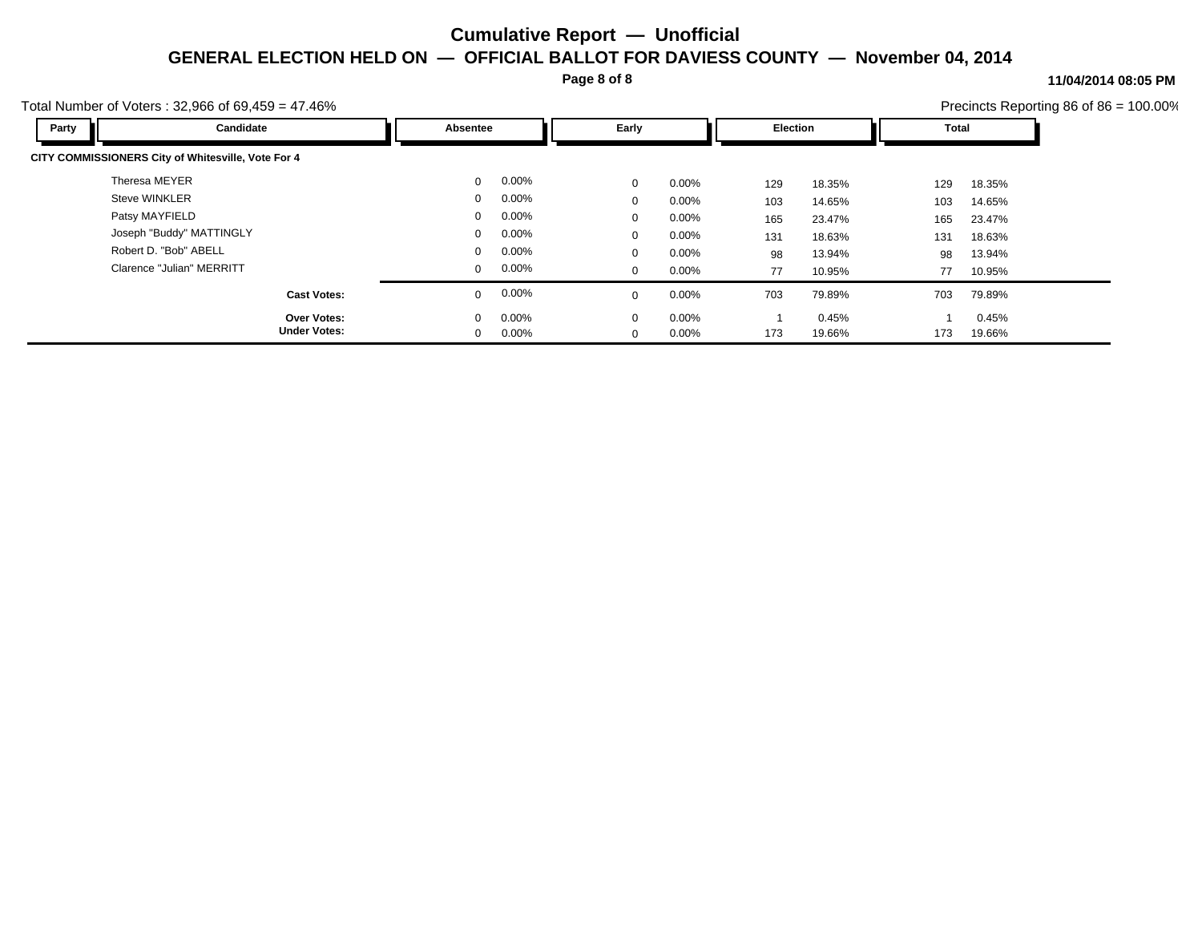# Cumulative Report — Unofficial

## GENERAL ELECTION HELD ON — OFFICIAL BALLOT FOR DAVIESS COUNTY — November 04, 2014

11/04/2014 08:05 PM

Total Number of Voters : 32,966 of 69,459 = 47.46%

Precincts Reporting 86 of 86 = 100.00%

**CITY COMMISSIONERS City of Whitesville, Vote For 4**

| Party | Candidate | Absentee | | Early | | Election | | Total | |
|---|---|---|---|---|---|---|---|---|---|
| | Theresa MEYER | 0 | 0.00% | 0 | 0.00% | 129 | 18.35% | 129 | 18.35% |
| | Steve WINKLER | 0 | 0.00% | 0 | 0.00% | 103 | 14.65% | 103 | 14.65% |
| | Patsy MAYFIELD | 0 | 0.00% | 0 | 0.00% | 165 | 23.47% | 165 | 23.47% |
| | Joseph "Buddy" MATTINGLY | 0 | 0.00% | 0 | 0.00% | 131 | 18.63% | 131 | 18.63% |
| | Robert D. "Bob" ABELL | 0 | 0.00% | 0 | 0.00% | 98 | 13.94% | 98 | 13.94% |
| | Clarence "Julian" MERRITT | 0 | 0.00% | 0 | 0.00% | 77 | 10.95% | 77 | 10.95% |
| | **Cast Votes:** | 0 | 0.00% | 0 | 0.00% | 703 | 79.89% | 703 | 79.89% |
| | **Over Votes:** | 0 | 0.00% | 0 | 0.00% | 1 | 0.45% | 1 | 0.45% |
| | **Under Votes:** | 0 | 0.00% | 0 | 0.00% | 173 | 19.66% | 173 | 19.66% |